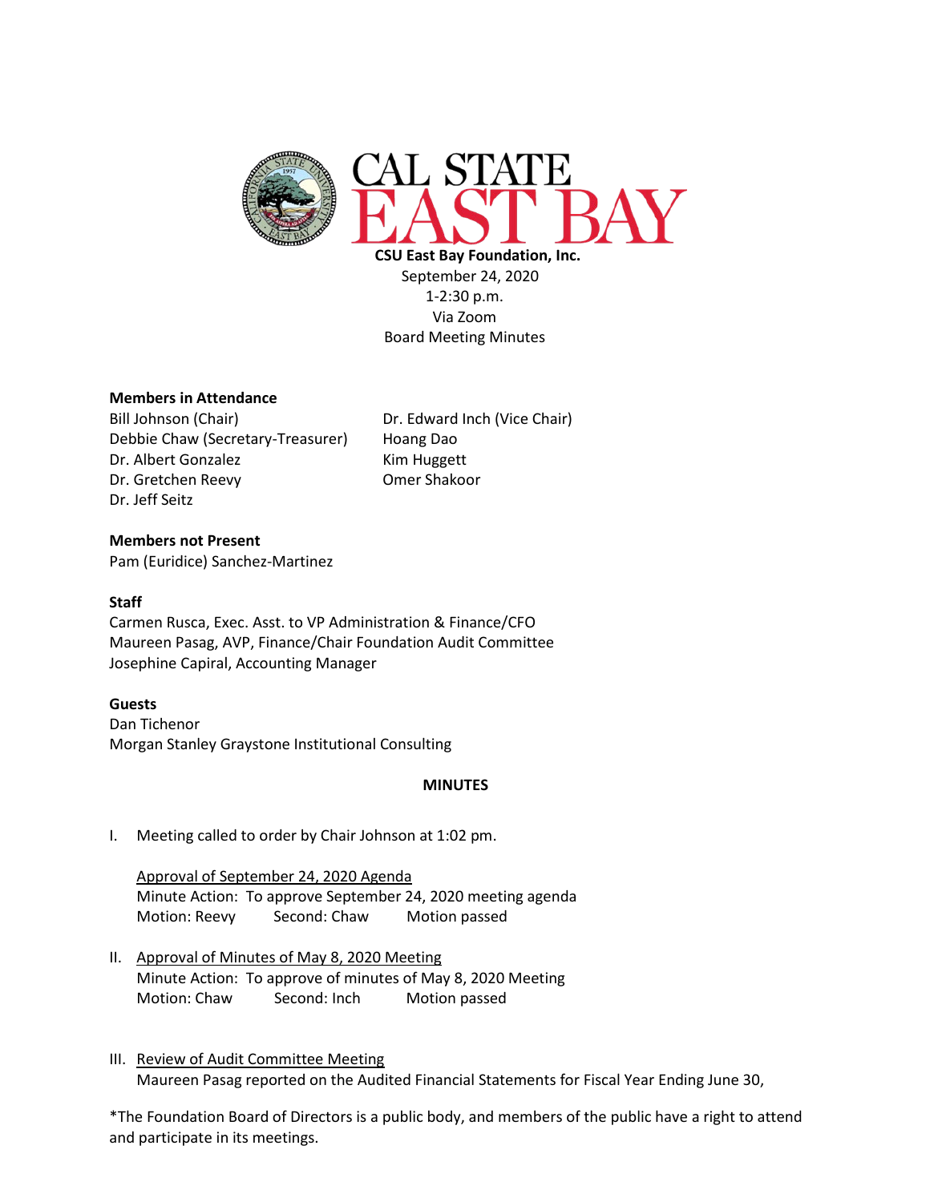**CSU East Bay Foundation, Inc.**
September 24, 2020
1-2:30 p.m.
Via Zoom
Board Meeting Minutes

**Members in Attendance**

Bill Johnson (Chair)
Debbie Chaw (Secretary-Treasurer)
Dr. Albert Gonzalez
Dr. Gretchen Reevy
Dr. Jeff Seitz
Dr. Edward Inch (Vice Chair)
Hoang Dao
Kim Huggett
Omer Shakoor

**Members not Present**

Pam (Euridice) Sanchez-Martinez

**Staff**

Carmen Rusca, Exec. Asst. to VP Administration & Finance/CFO
Maureen Pasag, AVP, Finance/Chair Foundation Audit Committee
Josephine Capiral, Accounting Manager

**Guests**

Dan Tichenor
Morgan Stanley Graystone Institutional Consulting

**MINUTES**

I. Meeting called to order by Chair Johnson at 1:02 pm.

   Approval of September 24, 2020 Agenda
   Minute Action: To approve September 24, 2020 meeting agenda
   Motion: Reevy Second: Chaw Motion passed

II. Approval of Minutes of May 8, 2020 Meeting
   Minute Action: To approve of minutes of May 8, 2020 Meeting
   Motion: Chaw Second: Inch Motion passed

III. Review of Audit Committee Meeting
   Maureen Pasag reported on the Audited Financial Statements for Fiscal Year Ending June 30,

*The Foundation Board of Directors is a public body, and members of the public have a right to attend and participate in its meetings.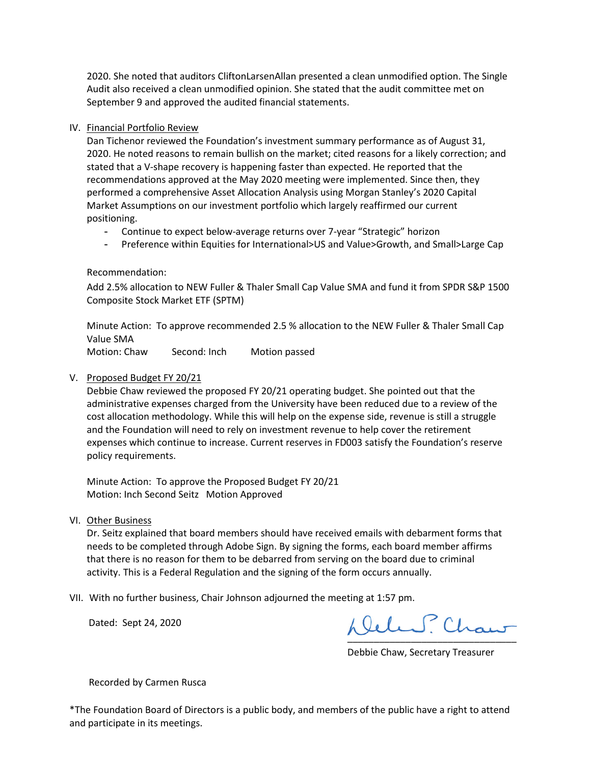2020. She noted that auditors CliftonLarsenAllan presented a clean unmodified option. The Single Audit also received a clean unmodified opinion. She stated that the audit committee met on September 9 and approved the audited financial statements.

IV. Financial Portfolio Review

Dan Tichenor reviewed the Foundation's investment summary performance as of August 31, 2020. He noted reasons to remain bullish on the market; cited reasons for a likely correction; and stated that a V-shape recovery is happening faster than expected. He reported that the recommendations approved at the May 2020 meeting were implemented. Since then, they performed a comprehensive Asset Allocation Analysis using Morgan Stanley's 2020 Capital Market Assumptions on our investment portfolio which largely reaffirmed our current positioning.

- Continue to expect below-average returns over 7-year "Strategic" horizon
- Preference within Equities for International>US and Value>Growth, and Small>Large Cap

Recommendation:

Add 2.5% allocation to NEW Fuller & Thaler Small Cap Value SMA and fund it from SPDR S&P 1500 Composite Stock Market ETF (SPTM)

Minute Action: To approve recommended 2.5 % allocation to the NEW Fuller & Thaler Small Cap Value SMA

Motion: Chaw Second: Inch Motion passed

V. Proposed Budget FY 20/21

Debbie Chaw reviewed the proposed FY 20/21 operating budget. She pointed out that the administrative expenses charged from the University have been reduced due to a review of the cost allocation methodology. While this will help on the expense side, revenue is still a struggle and the Foundation will need to rely on investment revenue to help cover the retirement expenses which continue to increase. Current reserves in FD003 satisfy the Foundation's reserve policy requirements.

Minute Action: To approve the Proposed Budget FY 20/21

Motion: Inch Second Seitz Motion Approved

VI. Other Business

Dr. Seitz explained that board members should have received emails with debarment forms that needs to be completed through Adobe Sign. By signing the forms, each board member affirms that there is no reason for them to be debarred from serving on the board due to criminal activity. This is a Federal Regulation and the signing of the form occurs annually.

VII. With no further business, Chair Johnson adjourned the meeting at 1:57 pm.

Dated: Sept 24, 2020

Debbie Chaw, Secretary Treasurer

Recorded by Carmen Rusca

*The Foundation Board of Directors is a public body, and members of the public have a right to attend and participate in its meetings.